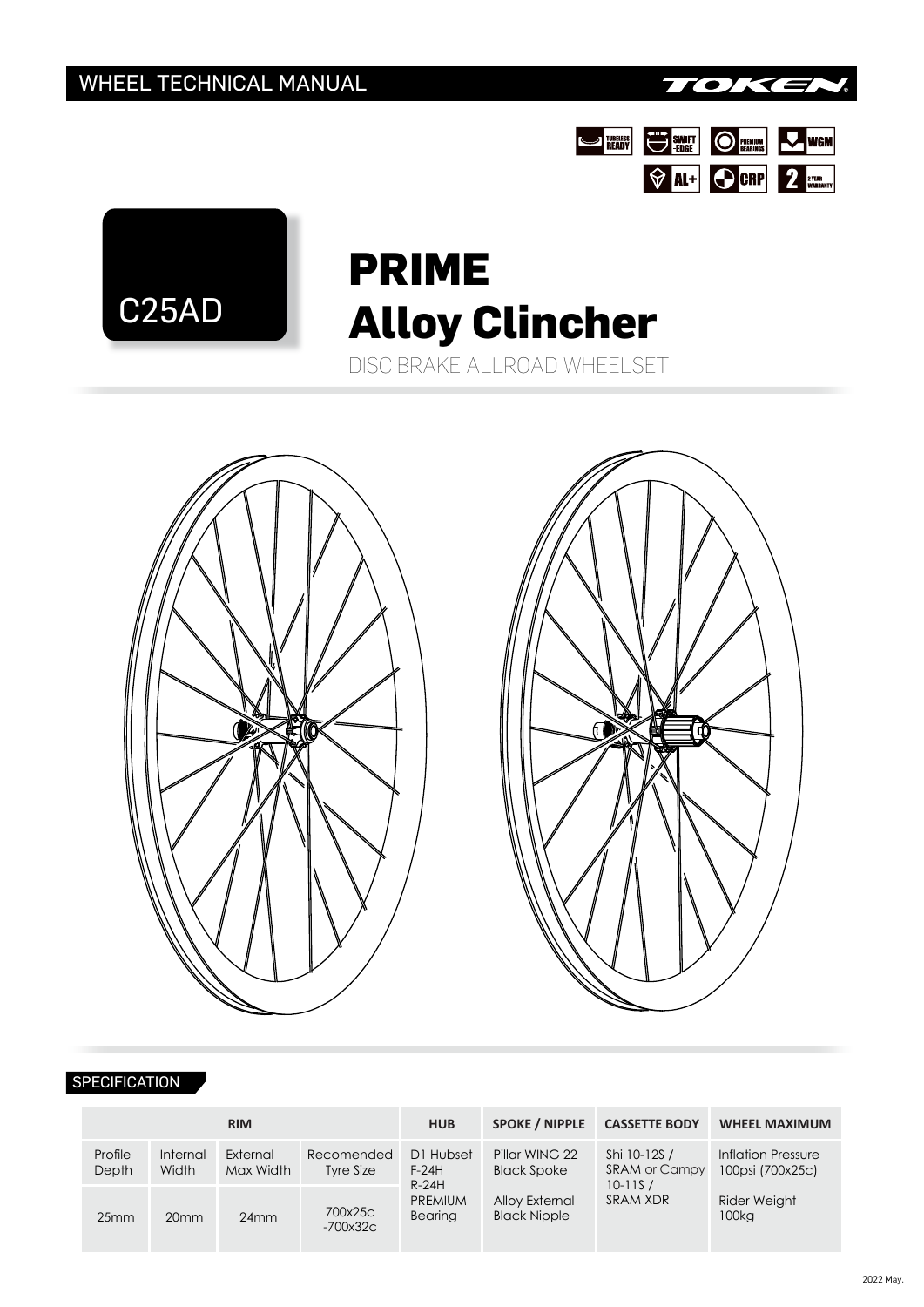WHEEL TECHNICAL MANUAL

TOKEN

TUBELESS READY | SWIFT-EDGE | PREMIUM BEARINGS | WGM | AL+ | CRP | 2 YEAR WARRANTY

C25AD

# PRIME
# Alloy Clincher

DISC BRAKE ALLROAD WHEELSET

## SPECIFICATION

| RIM | | | | HUB | SPOKE / NIPPLE | CASSETTE BODY | WHEEL MAXIMUM |
|---|---|---|---|---|---|---|---|
| Profile Depth | Internal Width | External Max Width | Recomended Tyre Size | D1 Hubset F-24H R-24H PREMIUM Bearing | Pillar WING 22 Black Spoke<br><br>Alloy External Black Nipple | Shi 10-12S / SRAM or Campy 10-11S / SRAM XDR | Inflation Pressure 100psi (700x25c)<br><br>Rider Weight 100kg |
| 25mm | 20mm | 24mm | 700x25c -700x32c | | | | |

2022 May.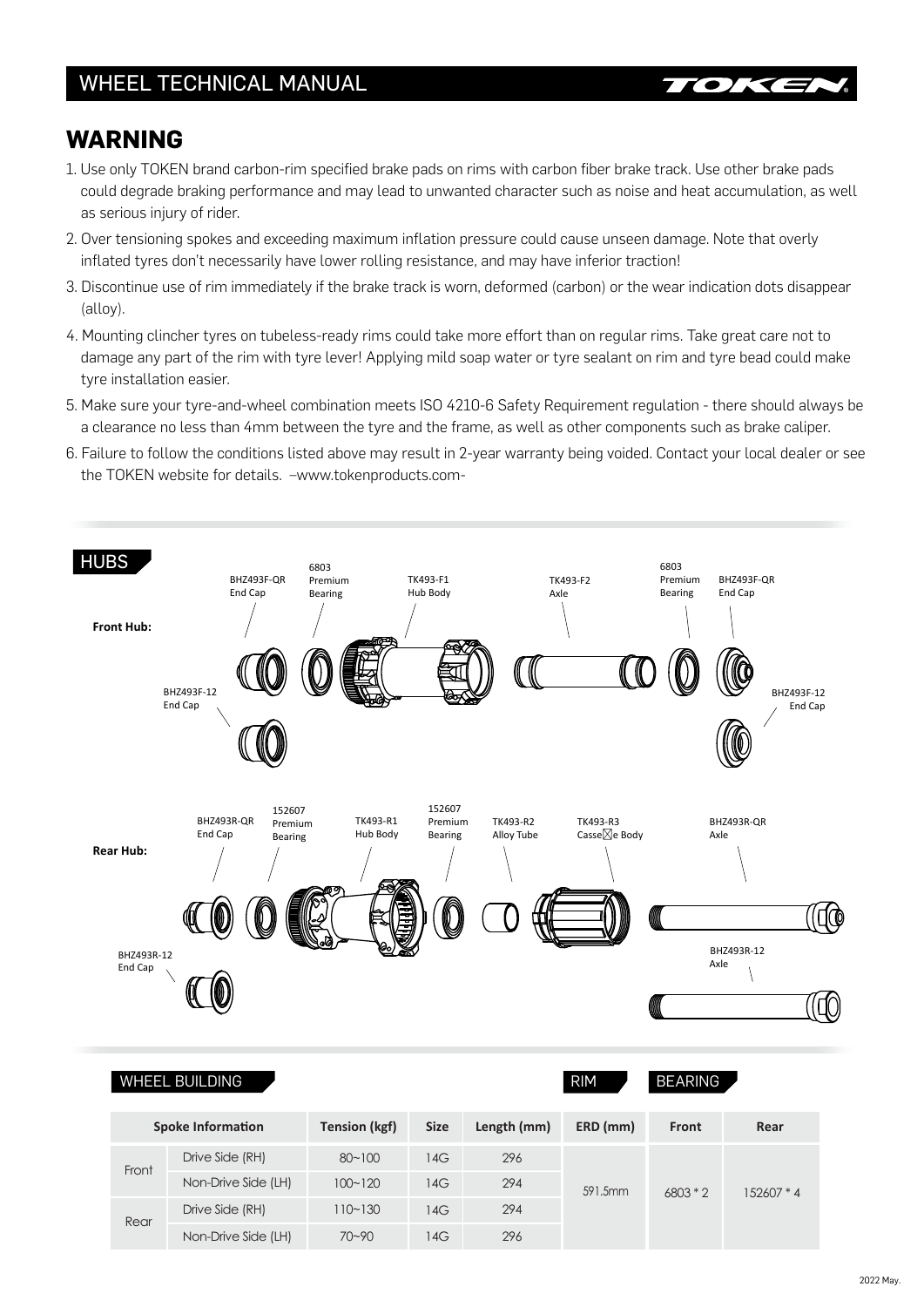## WHEEL TECHNICAL MANUAL

# WARNING

1. Use only TOKEN brand carbon-rim specified brake pads on rims with carbon fiber brake track. Use other brake pads could degrade braking performance and may lead to unwanted character such as noise and heat accumulation, as well as serious injury of rider.
2. Over tensioning spokes and exceeding maximum inflation pressure could cause unseen damage. Note that overly inflated tyres don't necessarily have lower rolling resistance, and may have inferior traction!
3. Discontinue use of rim immediately if the brake track is worn, deformed (carbon) or the wear indication dots disappear (alloy).
4. Mounting clincher tyres on tubeless-ready rims could take more effort than on regular rims. Take great care not to damage any part of the rim with tyre lever! Applying mild soap water or tyre sealant on rim and tyre bead could make tyre installation easier.
5. Make sure your tyre-and-wheel combination meets ISO 4210-6 Safety Requirement regulation - there should always be a clearance no less than 4mm between the tyre and the frame, as well as other components such as brake caliper.
6. Failure to follow the conditions listed above may result in 2-year warranty being voided. Contact your local dealer or see the TOKEN website for details. –www.tokenproducts.com-

## HUBS

**Front Hub:**

BHZ493F-QR End Cap
6803 Premium Bearing
TK493-F1 Hub Body
TK493-F2 Axle
6803 Premium Bearing
BHZ493F-QR End Cap
BHZ493F-12 End Cap
BHZ493F-12 End Cap

**Rear Hub:**

BHZ493R-QR End Cap
152607 Premium Bearing
TK493-R1 Hub Body
152607 Premium Bearing
TK493-R2 Alloy Tube
TK493-R3 Cassette Body
BHZ493R-QR Axle
BHZ493R-12 End Cap
BHZ493R-12 Axle

## WHEEL BUILDING

| Spoke Information | | Tension (kgf) | Size | Length (mm) | ERD (mm) | Front | Rear |
|---|---|---|---|---|---|---|---|
| Front | Drive Side (RH) | 80~100 | 14G | 296 | 591.5mm | 6803 * 2 | 152607 * 4 |
| | Non-Drive Side (LH) | 100~120 | 14G | 294 | | | |
| Rear | Drive Side (RH) | 110~130 | 14G | 294 | | | |
| | Non-Drive Side (LH) | 70~90 | 14G | 296 | | | |

(ERD (mm) is under the RIM heading; Front and Rear are under the BEARING heading.)

2022 May.